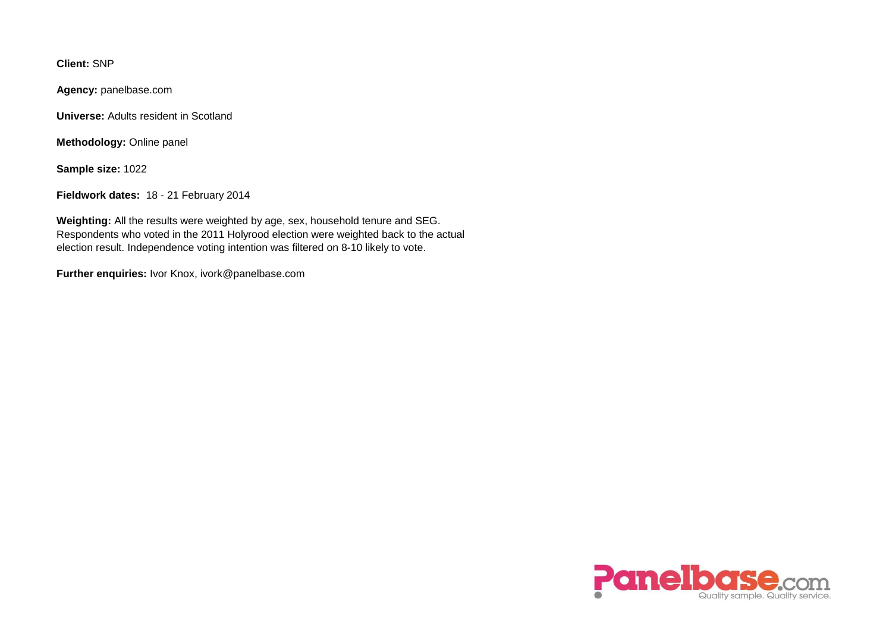**Client:** SNP

**Agency:** panelbase.com

**Universe:** Adults resident in Scotland

**Methodology:** Online panel

**Sample size:** 1022

**Fieldwork dates:** 18 - 21 February 2014

**Weighting:** All the results were weighted by age, sex, household tenure and SEG. Respondents who voted in the 2011 Holyrood election were weighted back to the actual election result. Independence voting intention was filtered on 8-10 likely to vote.

**Further enquiries:** Ivor Knox, ivork@panelbase.com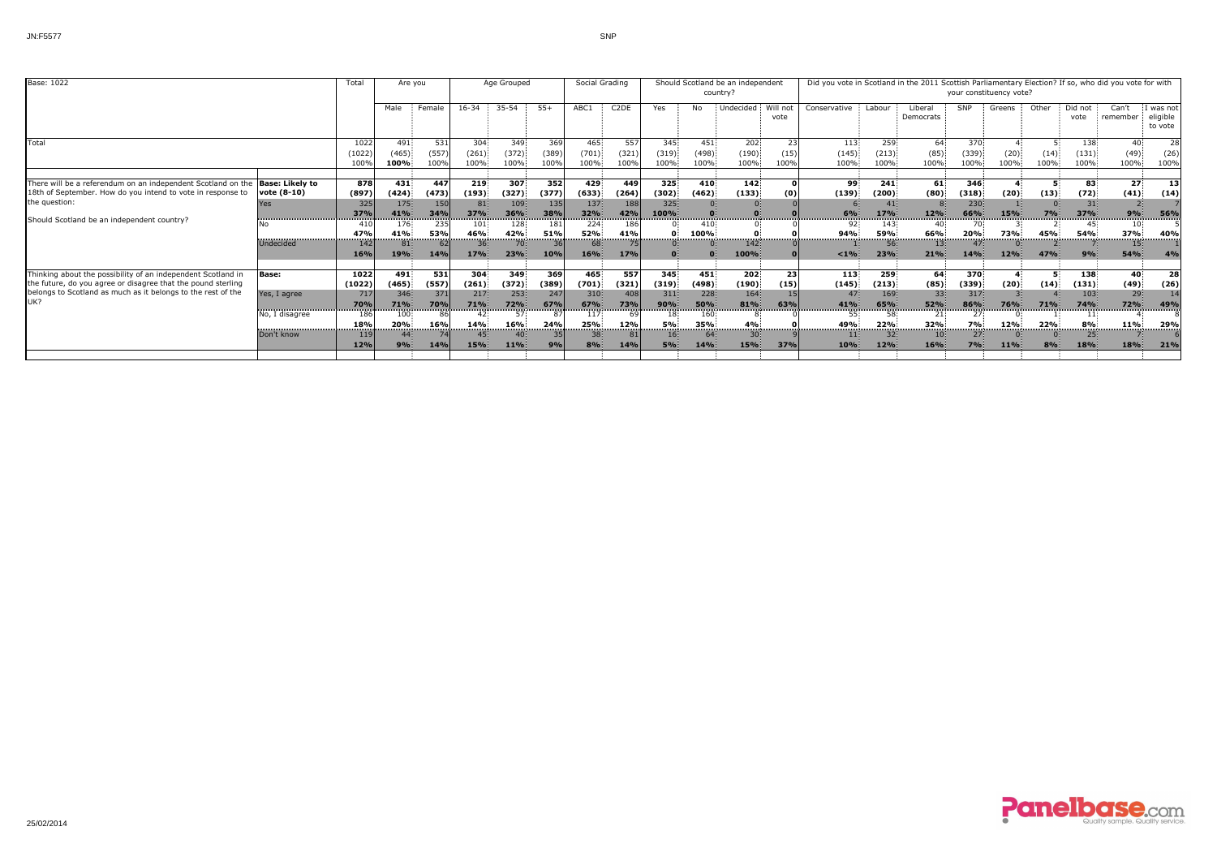| Base: 1022 | | Total | Are you | | Age Grouped | | | Social Grading | | Should Scotland be an independent country? | | | | Did you vote in Scotland in the 2011 Scottish Parliamentary Election? If so, who did you vote for with your constituency vote? | | | | | | | | |
|---|---|---|---|---|---|---|---|---|---|---|---|---|---|---|---|---|---|---|---|---|---|---|
| | | | Male | Female | 16-34 | 35-54 | 55+ | ABC1 | C2DE | Yes | No | Undecided | Will not vote | Conservative | Labour | Liberal Democrats | SNP | Greens | Other | Did not vote | Can't remember | I was not eligible to vote |
| Total | | 1022<br>(1022)<br>100% | 491<br>(465)<br>100% | 531<br>(557)<br>100% | 304<br>(261)<br>100% | 349<br>(372)<br>100% | 369<br>(389)<br>100% | 465<br>(701)<br>100% | 557<br>(321)<br>100% | 345<br>(319)<br>100% | 451<br>(498)<br>100% | 202<br>(190)<br>100% | 23<br>(15)<br>100% | 113<br>(145)<br>100% | 259<br>(213)<br>100% | 64<br>(85)<br>100% | 370<br>(339)<br>100% | 4<br>(20)<br>100% | 5<br>(14)<br>100% | 138<br>(131)<br>100% | 40<br>(49)<br>100% | 28<br>(26)<br>100% |
| There will be a referendum on an independent Scotland on the 18th of September. How do you intend to vote in response to the question: Should Scotland be an independent country? | **Base: Likely to vote (8-10)** | **878**<br>**(897)** | **431**<br>**(424)** | **447**<br>**(473)** | **219**<br>**(193)** | **307**<br>**(327)** | **352**<br>**(377)** | **429**<br>**(633)** | **449**<br>**(264)** | **325**<br>**(302)** | **410**<br>**(462)** | **142**<br>**(133)** | **0**<br>**(0)** | **99**<br>**(139)** | **241**<br>**(200)** | **61**<br>**(80)** | **346**<br>**(318)** | **4**<br>**(20)** | **5**<br>**(13)** | **83**<br>**(72)** | **27**<br>**(41)** | **13**<br>**(14)** |
| | Yes | 325<br>**37%** | 175<br>**41%** | 150<br>**34%** | 81<br>**37%** | 109<br>**36%** | 135<br>**38%** | 137<br>**32%** | 188<br>**42%** | 325<br>**100%** | 0<br>**0** | 0<br>**0** | 0<br>**0** | 6<br>**6%** | 41<br>**17%** | 8<br>**12%** | 230<br>**66%** | 1<br>**15%** | 0<br>**7%** | 31<br>**37%** | 2<br>**9%** | 7<br>**56%** |
| | No | 410<br>**47%** | 176<br>**41%** | 235<br>**53%** | 101<br>**46%** | 128<br>**42%** | 181<br>**51%** | 224<br>**52%** | 186<br>**41%** | 0<br>**0** | 410<br>**100%** | 0<br>**0** | 0<br>**0** | 92<br>**94%** | 143<br>**59%** | 40<br>**66%** | 70<br>**20%** | 3<br>**73%** | 2<br>**45%** | 45<br>**54%** | 10<br>**37%** | 5<br>**40%** |
| | Undecided | 142<br>**16%** | 81<br>**19%** | 62<br>**14%** | 36<br>**17%** | 70<br>**23%** | 36<br>**10%** | 68<br>**16%** | 75<br>**17%** | 0<br>**0** | 0<br>**0** | 142<br>**100%** | 0<br>**0** | 1<br>**<1%** | 56<br>**23%** | 13<br>**21%** | 47<br>**14%** | 0<br>**12%** | 2<br>**47%** | 7<br>**9%** | 15<br>**54%** | 1<br>**4%** |
| Thinking about the possibility of an independent Scotland in the future, do you agree or disagree that the pound sterling belongs to Scotland as much as it belongs to the rest of the UK? | **Base:** | **1022**<br>**(1022)** | **491**<br>**(465)** | **531**<br>**(557)** | **304**<br>**(261)** | **349**<br>**(372)** | **369**<br>**(389)** | **465**<br>**(701)** | **557**<br>**(321)** | **345**<br>**(319)** | **451**<br>**(498)** | **202**<br>**(190)** | **23**<br>**(15)** | **113**<br>**(145)** | **259**<br>**(213)** | **64**<br>**(85)** | **370**<br>**(339)** | **4**<br>**(20)** | **5**<br>**(14)** | **138**<br>**(131)** | **40**<br>**(49)** | **28**<br>**(26)** |
| | Yes, I agree | 717<br>**70%** | 346<br>**71%** | 371<br>**70%** | 217<br>**71%** | 253<br>**72%** | 247<br>**67%** | 310<br>**67%** | 408<br>**73%** | 311<br>**90%** | 228<br>**50%** | 164<br>**81%** | 15<br>**63%** | 47<br>**41%** | 169<br>**65%** | 33<br>**52%** | 317<br>**86%** | 3<br>**76%** | 4<br>**71%** | 103<br>**74%** | 29<br>**72%** | 14<br>**49%** |
| | No, I disagree | 186<br>**18%** | 100<br>**20%** | 86<br>**16%** | 42<br>**14%** | 57<br>**16%** | 87<br>**24%** | 117<br>**25%** | 69<br>**12%** | 18<br>**5%** | 160<br>**35%** | 8<br>**4%** | 0<br>**0** | 55<br>**49%** | 58<br>**22%** | 21<br>**32%** | 27<br>**7%** | 0<br>**12%** | 1<br>**22%** | 11<br>**8%** | 4<br>**11%** | 8<br>**29%** |
| | Don't know | 119<br>**12%** | 44<br>**9%** | 74<br>**14%** | 45<br>**15%** | 40<br>**11%** | 35<br>**9%** | 38<br>**8%** | 81<br>**14%** | 16<br>**5%** | 64<br>**14%** | 30<br>**15%** | 9<br>**37%** | 11<br>**10%** | 32<br>**12%** | 10<br>**16%** | 27<br>**7%** | 0<br>**11%** | 0<br>**8%** | 25<br>**18%** | 7<br>**18%** | 6<br>**21%** |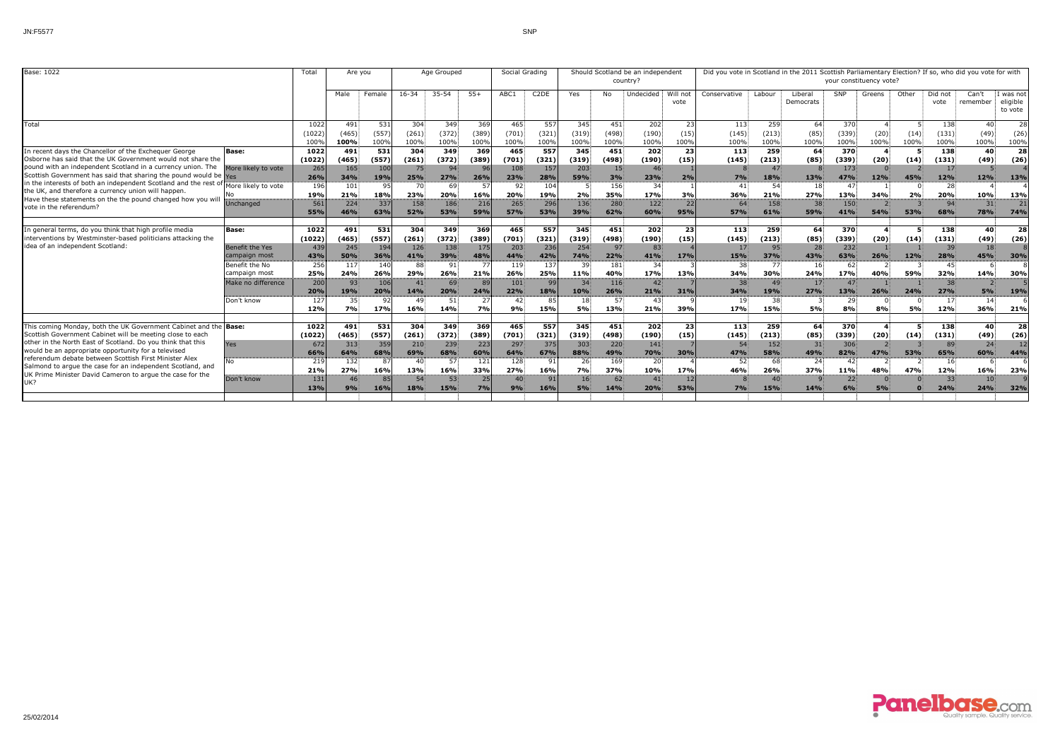| Base: 1022 | | Total | Are you | | Age Grouped | | | Social Grading | | Should Scotland be an independent country? | | | | Did you vote in Scotland in the 2011 Scottish Parliamentary Election? If so, who did you vote for with your constituency vote? | | | | | | | | |
|---|---|---|---|---|---|---|---|---|---|---|---|---|---|---|---|---|---|---|---|---|---|---|
| | | | Male | Female | 16-34 | 35-54 | 55+ | ABC1 | C2DE | Yes | No | Undecided | Will not vote | Conservative | Labour | Liberal Democrats | SNP | Greens | Other | Did not vote | Can't remember | I was not eligible to vote |
| Total | | 1022 | 491 | 531 | 304 | 349 | 369 | 465 | 557 | 345 | 451 | 202 | 23 | 113 | 259 | 64 | 370 | 4 | 5 | 138 | 40 | 28 |
| | | (1022) | (465) | (557) | (261) | (372) | (389) | (701) | (321) | (319) | (498) | (190) | (15) | (145) | (213) | (85) | (339) | (20) | (14) | (131) | (49) | (26) |
| | | 100% | 100% | 100% | 100% | 100% | 100% | 100% | 100% | 100% | 100% | 100% | 100% | 100% | 100% | 100% | 100% | 100% | 100% | 100% | 100% | 100% |
| In recent days the Chancellor of the Exchequer George Osborne has said that the UK Government would not share the pound with an independent Scotland in a currency union. The Scottish Government has said that sharing the pound would be in the interests of both an independent Scotland and the rest of the UK, and therefore a currency union will happen. Have these statements on the pound changed how you will vote in the referendum? | **Base:** | **1022** | **491** | **531** | **304** | **349** | **369** | **465** | **557** | **345** | **451** | **202** | **23** | **113** | **259** | **64** | **370** | **4** | **5** | **138** | **40** | **28** |
| | | **(1022)** | **(465)** | **(557)** | **(261)** | **(372)** | **(389)** | **(701)** | **(321)** | **(319)** | **(498)** | **(190)** | **(15)** | **(145)** | **(213)** | **(85)** | **(339)** | **(20)** | **(14)** | **(131)** | **(49)** | **(26)** |
| | More likely to vote Yes | 265 | 165 | 100 | 75 | 94 | 96 | 108 | 157 | 203 | 15 | 46 | 1 | 8 | 47 | 8 | 173 | 0 | 2 | 17 | 5 | 4 |
| | | **26%** | **34%** | **19%** | **25%** | **27%** | **26%** | **23%** | **28%** | **59%** | **3%** | **23%** | **2%** | **7%** | **18%** | **13%** | **47%** | **12%** | **45%** | **12%** | **12%** | **13%** |
| | More likely to vote No | 196 | 101 | 95 | 70 | 69 | 57 | 92 | 104 | 5 | 156 | 34 | 1 | 41 | 54 | 18 | 47 | 1 | 0 | 28 | 4 | 4 |
| | | **19%** | **21%** | **18%** | **23%** | **20%** | **16%** | **20%** | **19%** | **2%** | **35%** | **17%** | **3%** | **36%** | **21%** | **27%** | **13%** | **34%** | **2%** | **20%** | **10%** | **13%** |
| | Unchanged | 561 | 224 | 337 | 158 | 186 | 216 | 265 | 296 | 136 | 280 | 122 | 22 | 64 | 158 | 38 | 150 | 2 | 3 | 94 | 31 | 21 |
| | | **55%** | **46%** | **63%** | **52%** | **53%** | **59%** | **57%** | **53%** | **39%** | **62%** | **60%** | **95%** | **57%** | **61%** | **59%** | **41%** | **54%** | **53%** | **68%** | **78%** | **74%** |
| In general terms, do you think that high profile media interventions by Westminster-based politicians attacking the idea of an independent Scotland: | **Base:** | **1022** | **491** | **531** | **304** | **349** | **369** | **465** | **557** | **345** | **451** | **202** | **23** | **113** | **259** | **64** | **370** | **4** | **5** | **138** | **40** | **28** |
| | | **(1022)** | **(465)** | **(557)** | **(261)** | **(372)** | **(389)** | **(701)** | **(321)** | **(319)** | **(498)** | **(190)** | **(15)** | **(145)** | **(213)** | **(85)** | **(339)** | **(20)** | **(14)** | **(131)** | **(49)** | **(26)** |
| | Benefit the Yes campaign most | 439 | 245 | 194 | 126 | 138 | 175 | 203 | 236 | 254 | 97 | 83 | 4 | 17 | 95 | 28 | 232 | 1 | 1 | 39 | 18 | 8 |
| | | **43%** | **50%** | **36%** | **41%** | **39%** | **48%** | **44%** | **42%** | **74%** | **22%** | **41%** | **17%** | **15%** | **37%** | **43%** | **63%** | **26%** | **12%** | **28%** | **45%** | **30%** |
| | Benefit the No campaign most | 256 | 117 | 140 | 88 | 91 | 77 | 119 | 137 | 39 | 181 | 34 | 3 | 38 | 77 | 16 | 62 | 2 | 3 | 45 | 6 | 8 |
| | | **25%** | **24%** | **26%** | **29%** | **26%** | **21%** | **26%** | **25%** | **11%** | **40%** | **17%** | **13%** | **34%** | **30%** | **24%** | **17%** | **40%** | **59%** | **32%** | **14%** | **30%** |
| | Make no difference | 200 | 93 | 106 | 41 | 69 | 89 | 101 | 99 | 34 | 116 | 42 | 7 | 38 | 49 | 17 | 47 | 1 | 1 | 38 | 2 | 5 |
| | | **20%** | **19%** | **20%** | **14%** | **20%** | **24%** | **22%** | **18%** | **10%** | **26%** | **21%** | **31%** | **34%** | **19%** | **27%** | **13%** | **26%** | **24%** | **27%** | **5%** | **19%** |
| | Don't know | 127 | 35 | 92 | 49 | 51 | 27 | 42 | 85 | 18 | 57 | 43 | 9 | 19 | 38 | 3 | 29 | 0 | 0 | 17 | 14 | 6 |
| | | **12%** | **7%** | **17%** | **16%** | **14%** | **7%** | **9%** | **15%** | **5%** | **13%** | **21%** | **39%** | **17%** | **15%** | **5%** | **8%** | **8%** | **5%** | **12%** | **36%** | **21%** |
| This coming Monday, both the UK Government Cabinet and the Scottish Government Cabinet will be meeting close to each other in the North East of Scotland. Do you think that this would be an appropriate opportunity for a televised referendum debate between Scottish First Minister Alex Salmond to argue the case for an independent Scotland, and UK Prime Minister David Cameron to argue the case for the UK? | **Base:** | **1022** | **491** | **531** | **304** | **349** | **369** | **465** | **557** | **345** | **451** | **202** | **23** | **113** | **259** | **64** | **370** | **4** | **5** | **138** | **40** | **28** |
| | | **(1022)** | **(465)** | **(557)** | **(261)** | **(372)** | **(389)** | **(701)** | **(321)** | **(319)** | **(498)** | **(190)** | **(15)** | **(145)** | **(213)** | **(85)** | **(339)** | **(20)** | **(14)** | **(131)** | **(49)** | **(26)** |
| | Yes | 672 | 313 | 359 | 210 | 239 | 223 | 297 | 375 | 303 | 220 | 141 | 7 | 54 | 152 | 31 | 306 | 2 | 3 | 89 | 24 | 12 |
| | | **66%** | **64%** | **68%** | **69%** | **68%** | **60%** | **64%** | **67%** | **88%** | **49%** | **70%** | **30%** | **47%** | **58%** | **49%** | **82%** | **47%** | **53%** | **65%** | **60%** | **44%** |
| | No | 219 | 132 | 87 | 40 | 57 | 121 | 128 | 91 | 26 | 169 | 20 | 4 | 52 | 68 | 24 | 42 | 2 | 2 | 16 | 6 | 6 |
| | | **21%** | **27%** | **16%** | **13%** | **16%** | **33%** | **27%** | **16%** | **7%** | **37%** | **10%** | **17%** | **46%** | **26%** | **37%** | **11%** | **48%** | **47%** | **12%** | **16%** | **23%** |
| | Don't know | 131 | 46 | 85 | 54 | 53 | 25 | 40 | 91 | 16 | 62 | 41 | 12 | 8 | 40 | 9 | 22 | 0 | 0 | 33 | 10 | 9 |
| | | **13%** | **9%** | **16%** | **18%** | **15%** | **7%** | **9%** | **16%** | **5%** | **14%** | **20%** | **53%** | **7%** | **15%** | **14%** | **6%** | **5%** | **0** | **24%** | **24%** | **32%** |